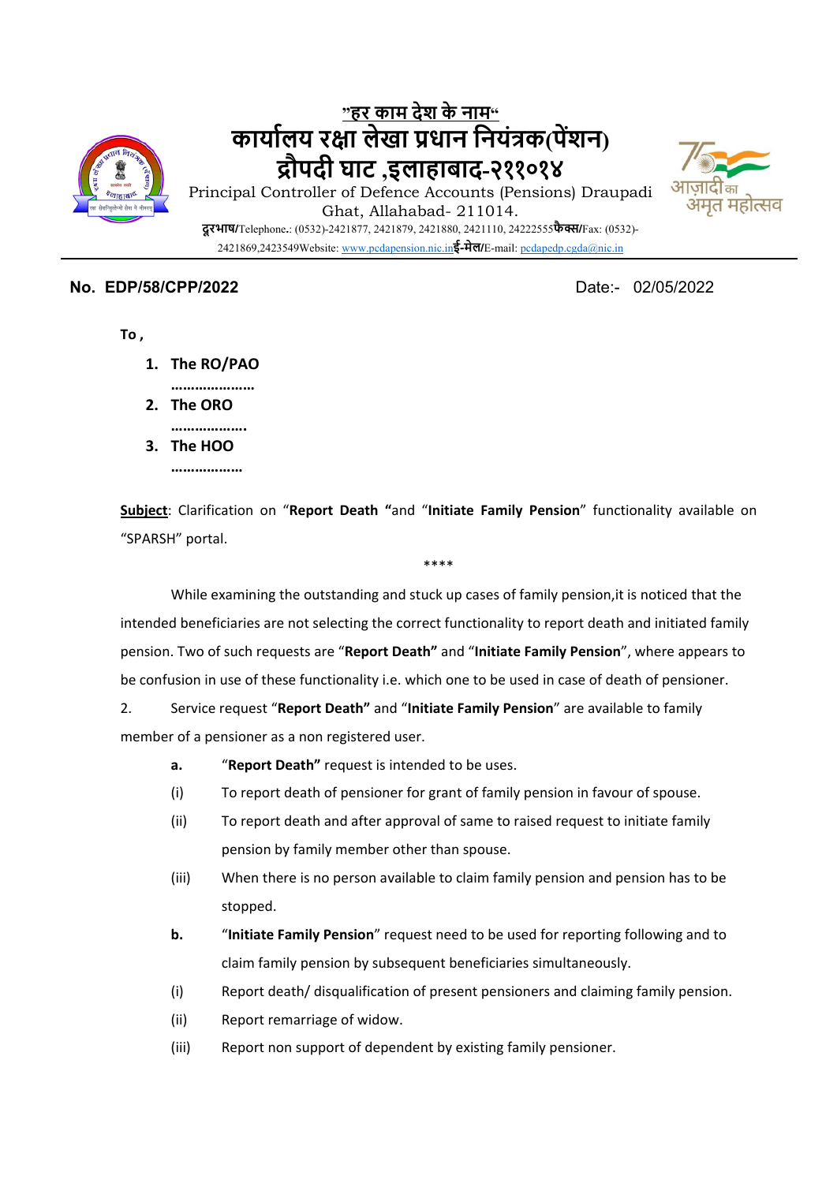"हर काम देश के नाम"

# कार्यालय रक्षा लेखा प्रधान नियंत्रक(पेंशन)
# द्रौपदी घाट ,इलाहाबाद-२११०१४

Principal Controller of Defence Accounts (Pensions) Draupadi Ghat, Allahabad- 211014.

**दूरभाष**/Telephone.: (0532)-2421877, 2421879, 2421880, 2421110, 24222555**फैक्स**/Fax: (0532)-2421869,2423549Website: www.pcdapension.nic.in**ई-मेल**/E-mail: pcdapedp.cgda@nic.in

**No. EDP/58/CPP/2022** Date:- 02/05/2022

**To ,**

1. **The RO/PAO**
   **…………………**
2. **The ORO**
   **……………….**
3. **The HOO**
   **………………**

**Subject**: Clarification on "**Report Death "**and "**Initiate Family Pension**" functionality available on "SPARSH" portal.

****

While examining the outstanding and stuck up cases of family pension,it is noticed that the intended beneficiaries are not selecting the correct functionality to report death and initiated family pension. Two of such requests are "**Report Death"** and "**Initiate Family Pension**", where appears to be confusion in use of these functionality i.e. which one to be used in case of death of pensioner.

2. Service request "**Report Death"** and "**Initiate Family Pension**" are available to family member of a pensioner as a non registered user.

**a.** "**Report Death"** request is intended to be uses.

(i) To report death of pensioner for grant of family pension in favour of spouse.

(ii) To report death and after approval of same to raised request to initiate family pension by family member other than spouse.

(iii) When there is no person available to claim family pension and pension has to be stopped.

**b.** "**Initiate Family Pension**" request need to be used for reporting following and to claim family pension by subsequent beneficiaries simultaneously.

(i) Report death/ disqualification of present pensioners and claiming family pension.

(ii) Report remarriage of widow.

(iii) Report non support of dependent by existing family pensioner.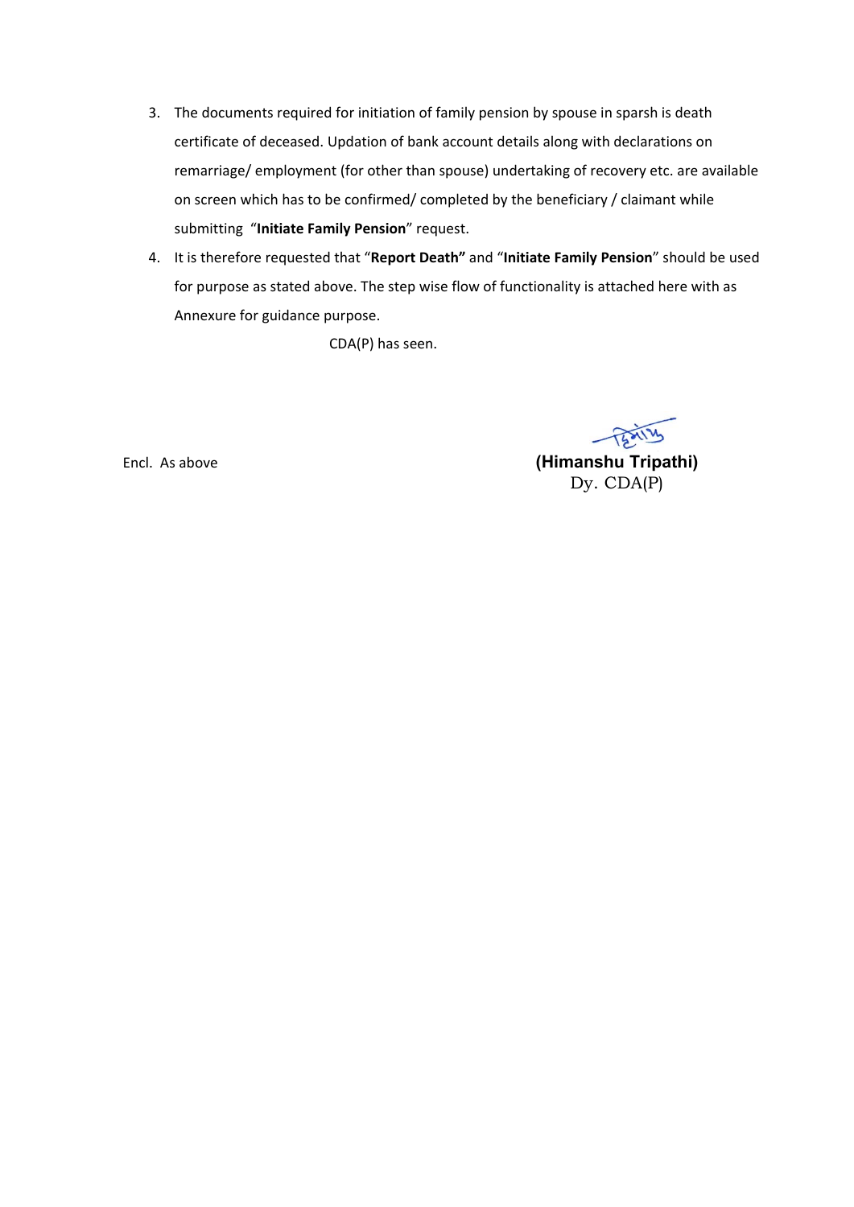3. The documents required for initiation of family pension by spouse in sparsh is death certificate of deceased. Updation of bank account details along with declarations on remarriage/ employment (for other than spouse) undertaking of recovery etc. are available on screen which has to be confirmed/ completed by the beneficiary / claimant while submitting "**Initiate Family Pension**" request.
4. It is therefore requested that "**Report Death"** and "**Initiate Family Pension**" should be used for purpose as stated above. The step wise flow of functionality is attached here with as Annexure for guidance purpose.

CDA(P) has seen.

Encl. As above

**(Himanshu Tripathi)**
Dy. CDA(P)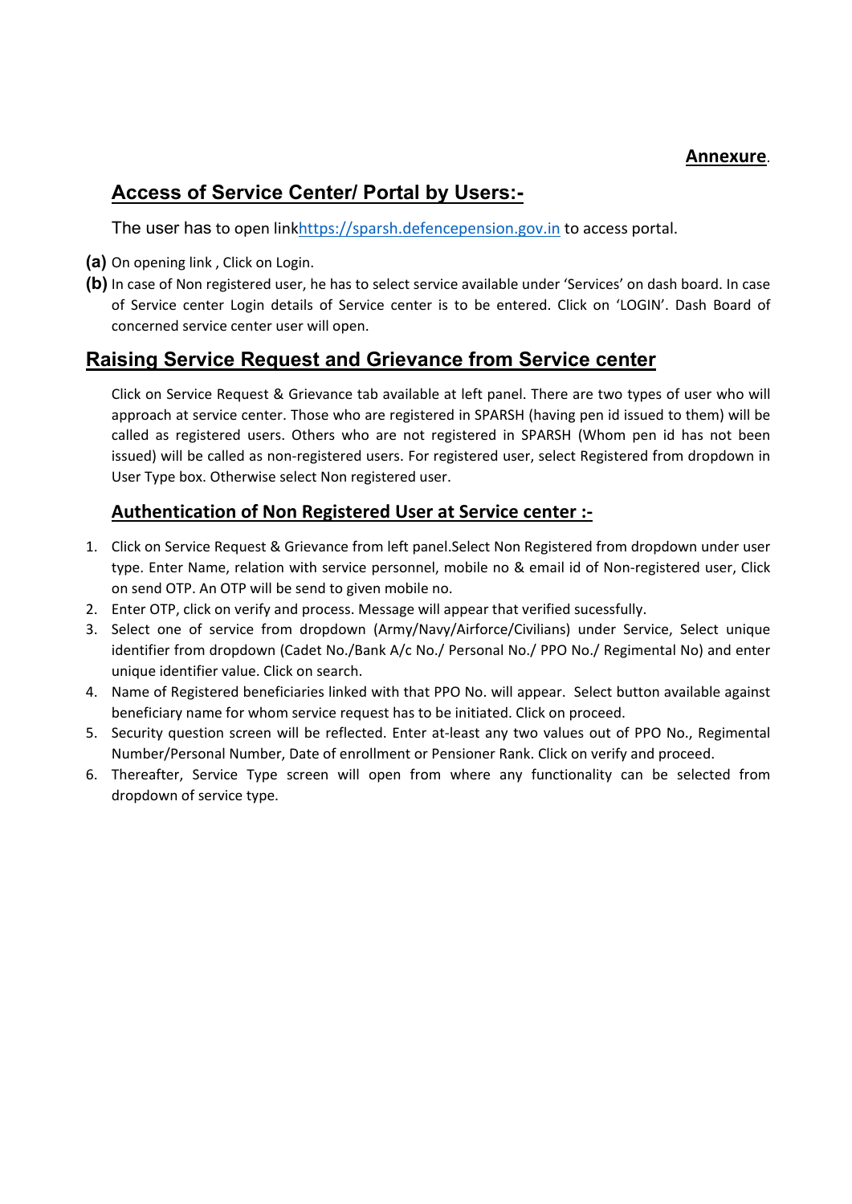**Annexure**.

## Access of Service Center/ Portal by Users:-

The user has to open linkhttps://sparsh.defencepension.gov.in to access portal.

**(a)** On opening link , Click on Login.

**(b)** In case of Non registered user, he has to select service available under 'Services' on dash board. In case of Service center Login details of Service center is to be entered. Click on 'LOGIN'. Dash Board of concerned service center user will open.

## Raising Service Request and Grievance from Service center

Click on Service Request & Grievance tab available at left panel. There are two types of user who will approach at service center. Those who are registered in SPARSH (having pen id issued to them) will be called as registered users. Others who are not registered in SPARSH (Whom pen id has not been issued) will be called as non-registered users. For registered user, select Registered from dropdown in User Type box. Otherwise select Non registered user.

### Authentication of Non Registered User at Service center :-

1. Click on Service Request & Grievance from left panel.Select Non Registered from dropdown under user type. Enter Name, relation with service personnel, mobile no & email id of Non-registered user, Click on send OTP. An OTP will be send to given mobile no.
2. Enter OTP, click on verify and process. Message will appear that verified sucessfully.
3. Select one of service from dropdown (Army/Navy/Airforce/Civilians) under Service, Select unique identifier from dropdown (Cadet No./Bank A/c No./ Personal No./ PPO No./ Regimental No) and enter unique identifier value. Click on search.
4. Name of Registered beneficiaries linked with that PPO No. will appear. Select button available against beneficiary name for whom service request has to be initiated. Click on proceed.
5. Security question screen will be reflected. Enter at-least any two values out of PPO No., Regimental Number/Personal Number, Date of enrollment or Pensioner Rank. Click on verify and proceed.
6. Thereafter, Service Type screen will open from where any functionality can be selected from dropdown of service type.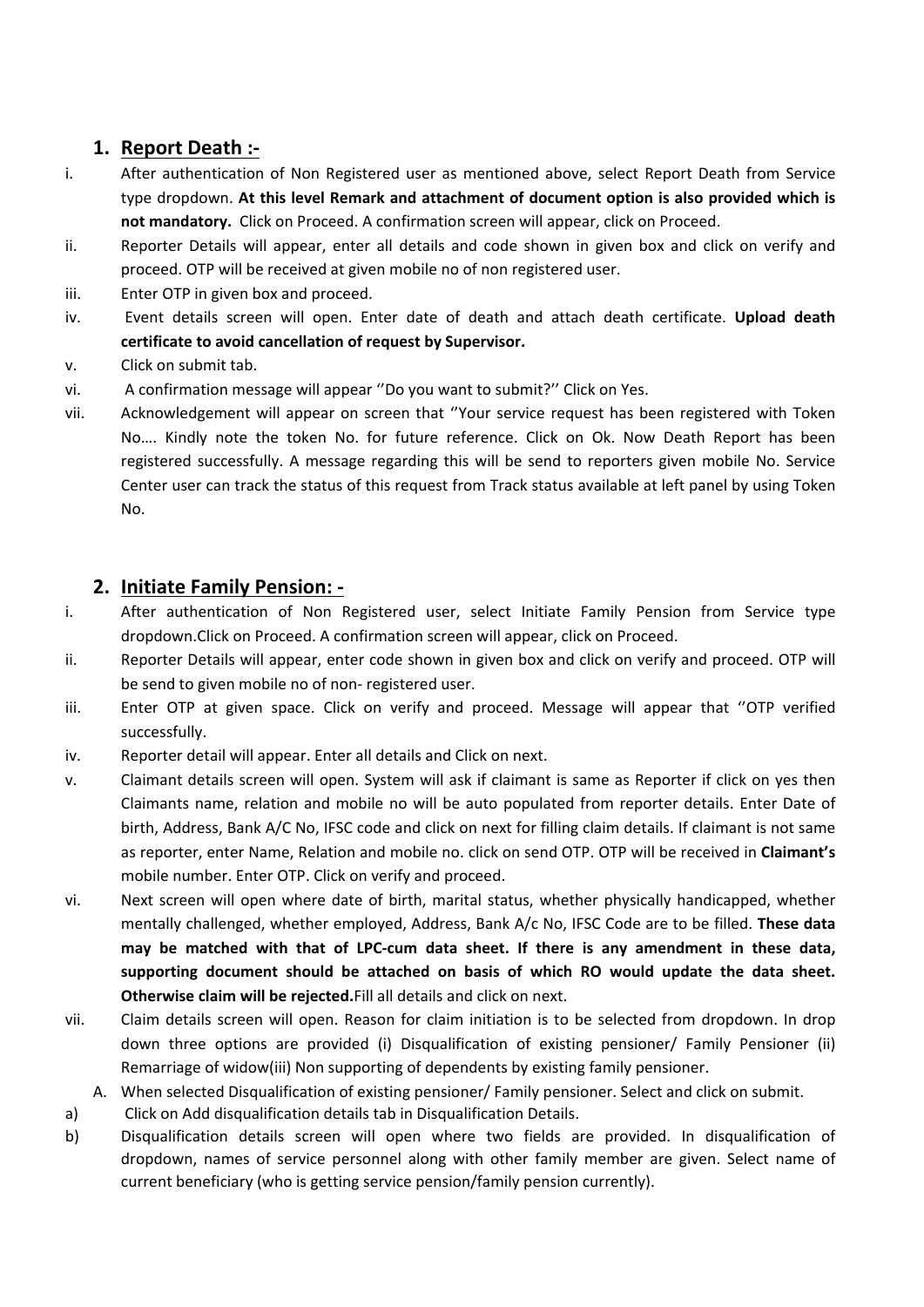## 1. Report Death :-

i. After authentication of Non Registered user as mentioned above, select Report Death from Service type dropdown. **At this level Remark and attachment of document option is also provided which is not mandatory.** Click on Proceed. A confirmation screen will appear, click on Proceed.

ii. Reporter Details will appear, enter all details and code shown in given box and click on verify and proceed. OTP will be received at given mobile no of non registered user.

iii. Enter OTP in given box and proceed.

iv. Event details screen will open. Enter date of death and attach death certificate. **Upload death certificate to avoid cancellation of request by Supervisor.**

v. Click on submit tab.

vi. A confirmation message will appear ''Do you want to submit?'' Click on Yes.

vii. Acknowledgement will appear on screen that ''Your service request has been registered with Token No…. Kindly note the token No. for future reference. Click on Ok. Now Death Report has been registered successfully. A message regarding this will be send to reporters given mobile No. Service Center user can track the status of this request from Track status available at left panel by using Token No.

## 2. Initiate Family Pension: -

i. After authentication of Non Registered user, select Initiate Family Pension from Service type dropdown.Click on Proceed. A confirmation screen will appear, click on Proceed.

ii. Reporter Details will appear, enter code shown in given box and click on verify and proceed. OTP will be send to given mobile no of non- registered user.

iii. Enter OTP at given space. Click on verify and proceed. Message will appear that ''OTP verified successfully.

iv. Reporter detail will appear. Enter all details and Click on next.

v. Claimant details screen will open. System will ask if claimant is same as Reporter if click on yes then Claimants name, relation and mobile no will be auto populated from reporter details. Enter Date of birth, Address, Bank A/C No, IFSC code and click on next for filling claim details. If claimant is not same as reporter, enter Name, Relation and mobile no. click on send OTP. OTP will be received in **Claimant's** mobile number. Enter OTP. Click on verify and proceed.

vi. Next screen will open where date of birth, marital status, whether physically handicapped, whether mentally challenged, whether employed, Address, Bank A/c No, IFSC Code are to be filled. **These data may be matched with that of LPC-cum data sheet. If there is any amendment in these data, supporting document should be attached on basis of which RO would update the data sheet. Otherwise claim will be rejected.**Fill all details and click on next.

vii. Claim details screen will open. Reason for claim initiation is to be selected from dropdown. In drop down three options are provided (i) Disqualification of existing pensioner/ Family Pensioner (ii) Remarriage of widow(iii) Non supporting of dependents by existing family pensioner.

A. When selected Disqualification of existing pensioner/ Family pensioner. Select and click on submit.

a) Click on Add disqualification details tab in Disqualification Details.

b) Disqualification details screen will open where two fields are provided. In disqualification of dropdown, names of service personnel along with other family member are given. Select name of current beneficiary (who is getting service pension/family pension currently).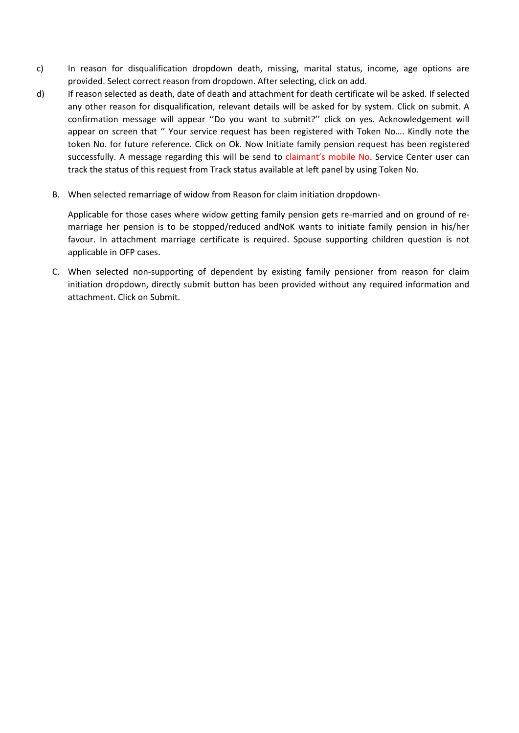c) In reason for disqualification dropdown death, missing, marital status, income, age options are provided. Select correct reason from dropdown. After selecting, click on add.

d) If reason selected as death, date of death and attachment for death certificate wil be asked. If selected any other reason for disqualification, relevant details will be asked for by system. Click on submit. A confirmation message will appear ''Do you want to submit?'' click on yes. Acknowledgement will appear on screen that '' Your service request has been registered with Token No…. Kindly note the token No. for future reference. Click on Ok. Now Initiate family pension request has been registered successfully. A message regarding this will be send to claimant's mobile No. Service Center user can track the status of this request from Track status available at left panel by using Token No.

B. When selected remarriage of widow from Reason for claim initiation dropdown-

Applicable for those cases where widow getting family pension gets re-married and on ground of re-marriage her pension is to be stopped/reduced andNoK wants to initiate family pension in his/her favour. In attachment marriage certificate is required. Spouse supporting children question is not applicable in OFP cases.

C. When selected non-supporting of dependent by existing family pensioner from reason for claim initiation dropdown, directly submit button has been provided without any required information and attachment. Click on Submit.